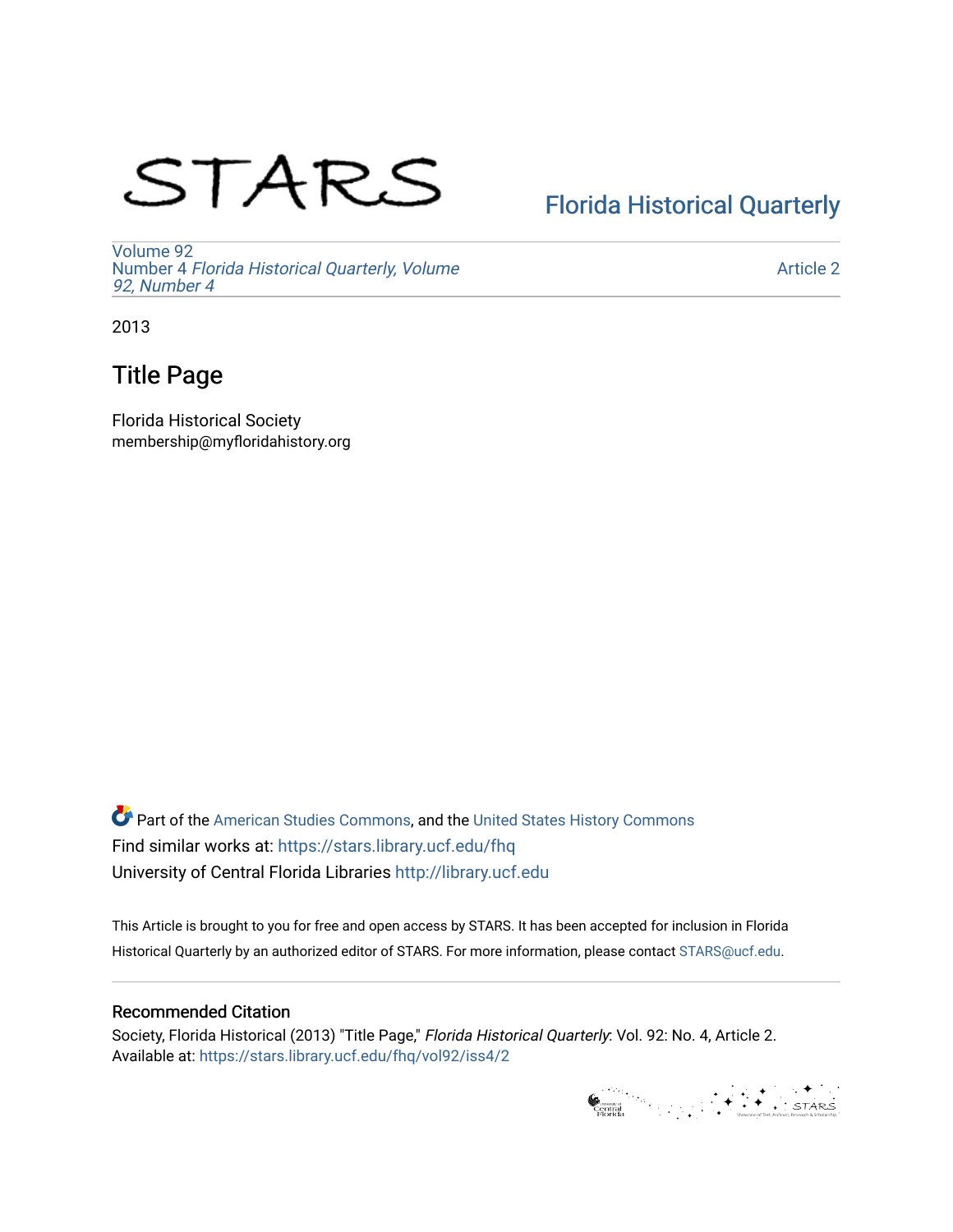# STARS

Florida Historical Quarterly

Volume 92
Number 4 *Florida Historical Quarterly, Volume 92, Number 4*

Article 2

2013

## Title Page

Florida Historical Society
membership@myfloridahistory.org

Part of the American Studies Commons, and the United States History Commons
Find similar works at: https://stars.library.ucf.edu/fhq
University of Central Florida Libraries http://library.ucf.edu

This Article is brought to you for free and open access by STARS. It has been accepted for inclusion in Florida Historical Quarterly by an authorized editor of STARS. For more information, please contact STARS@ucf.edu.

### Recommended Citation

Society, Florida Historical (2013) "Title Page," *Florida Historical Quarterly*: Vol. 92: No. 4, Article 2.
Available at: https://stars.library.ucf.edu/fhq/vol92/iss4/2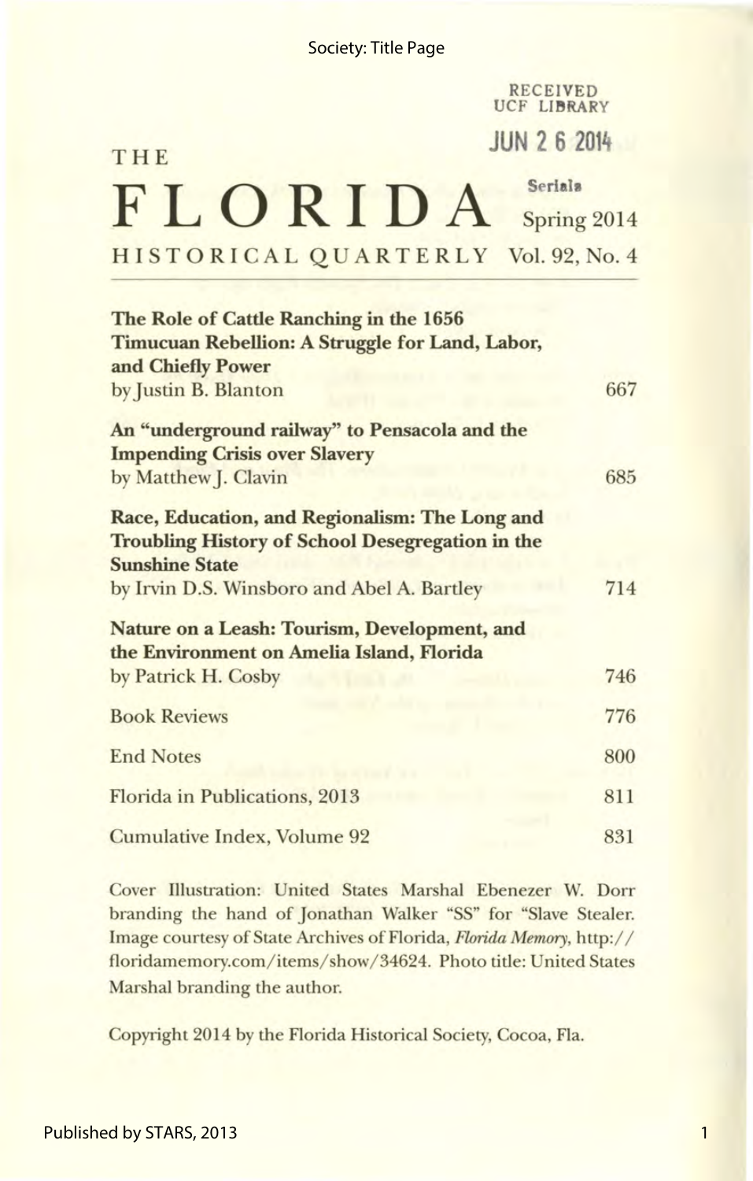RECEIVED
UCF LIBRARY

JUN 26 2014

Serials

# THE FLORIDA HISTORICAL QUARTERLY

Spring 2014
Vol. 92, No. 4

---

| | |
|---|---|
| **The Role of Cattle Ranching in the 1656 Timucuan Rebellion: A Struggle for Land, Labor, and Chiefly Power**<br>by Justin B. Blanton | 667 |
| **An "underground railway" to Pensacola and the Impending Crisis over Slavery**<br>by Matthew J. Clavin | 685 |
| **Race, Education, and Regionalism: The Long and Troubling History of School Desegregation in the Sunshine State**<br>by Irvin D.S. Winsboro and Abel A. Bartley | 714 |
| **Nature on a Leash: Tourism, Development, and the Environment on Amelia Island, Florida**<br>by Patrick H. Cosby | 746 |
| Book Reviews | 776 |
| End Notes | 800 |
| Florida in Publications, 2013 | 811 |
| Cumulative Index, Volume 92 | 831 |

Cover Illustration: United States Marshal Ebenezer W. Dorr branding the hand of Jonathan Walker "SS" for "Slave Stealer. Image courtesy of State Archives of Florida, *Florida Memory*, http://floridamemory.com/items/show/34624. Photo title: United States Marshal branding the author.

Copyright 2014 by the Florida Historical Society, Cocoa, Fla.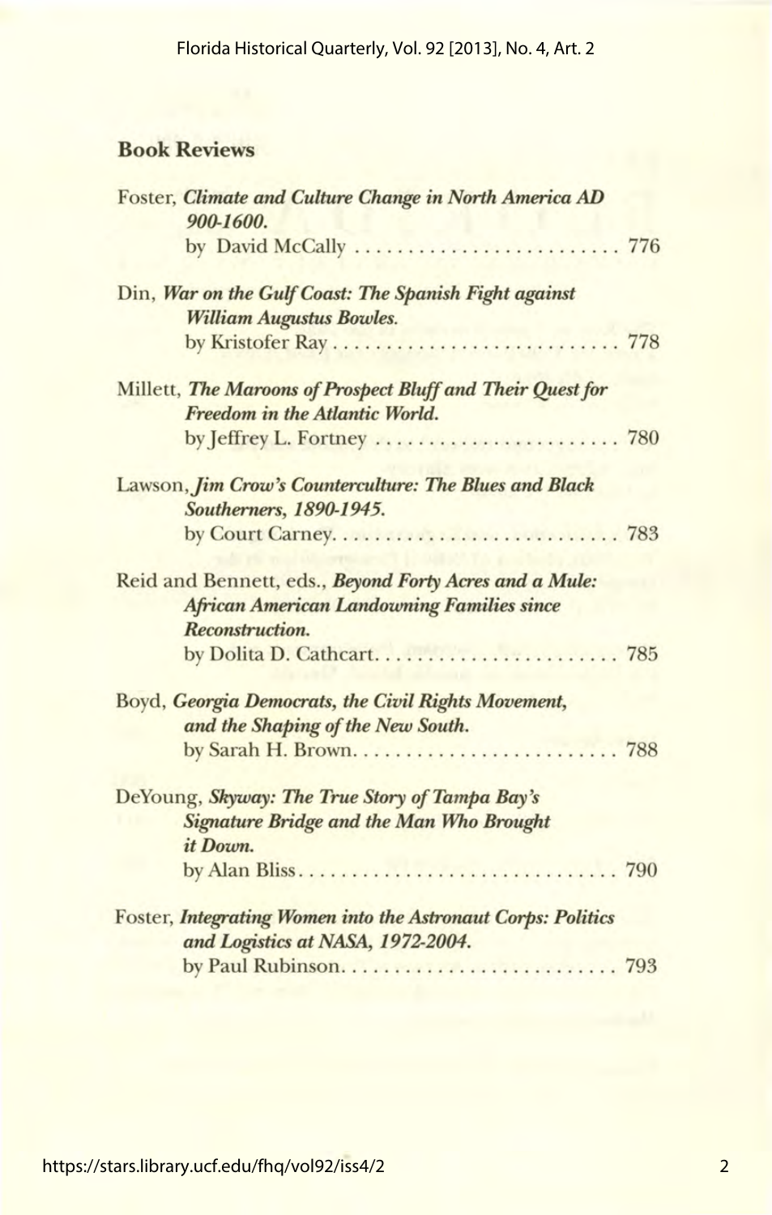## Book Reviews

Foster, ***Climate and Culture Change in North America AD 900-1600.***
by David McCally . . . . . . . . . . . . . . . . . . . . . . . . . 776

Din, ***War on the Gulf Coast: The Spanish Fight against William Augustus Bowles.***
by Kristofer Ray . . . . . . . . . . . . . . . . . . . . . . . . . . . 778

Millett, ***The Maroons of Prospect Bluff and Their Quest for Freedom in the Atlantic World.***
by Jeffrey L. Fortney . . . . . . . . . . . . . . . . . . . . . . . 780

Lawson, ***Jim Crow's Counterculture: The Blues and Black Southerners, 1890-1945.***
by Court Carney. . . . . . . . . . . . . . . . . . . . . . . . . . . 783

Reid and Bennett, eds., ***Beyond Forty Acres and a Mule: African American Landowning Families since Reconstruction.***
by Dolita D. Cathcart. . . . . . . . . . . . . . . . . . . . . . . 785

Boyd, ***Georgia Democrats, the Civil Rights Movement, and the Shaping of the New South.***
by Sarah H. Brown. . . . . . . . . . . . . . . . . . . . . . . . . 788

DeYoung, ***Skyway: The True Story of Tampa Bay's Signature Bridge and the Man Who Brought it Down.***
by Alan Bliss. . . . . . . . . . . . . . . . . . . . . . . . . . . . . 790

Foster, ***Integrating Women into the Astronaut Corps: Politics and Logistics at NASA, 1972-2004.***
by Paul Rubinson. . . . . . . . . . . . . . . . . . . . . . . . . . 793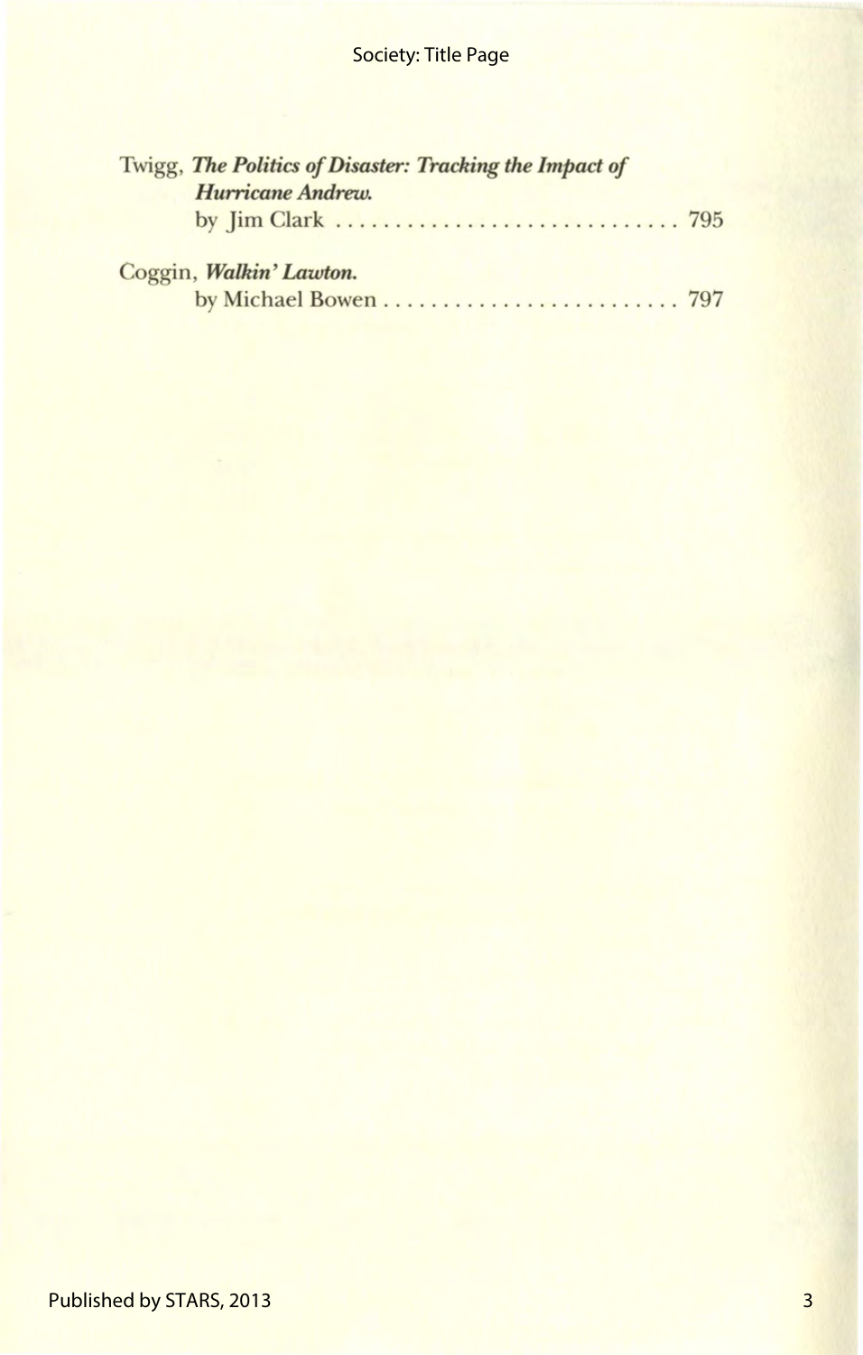Twigg, ***The Politics of Disaster: Tracking the Impact of Hurricane Andrew.***
by Jim Clark .............................. 795

Coggin, ***Walkin' Lawton.***
by Michael Bowen .......................... 797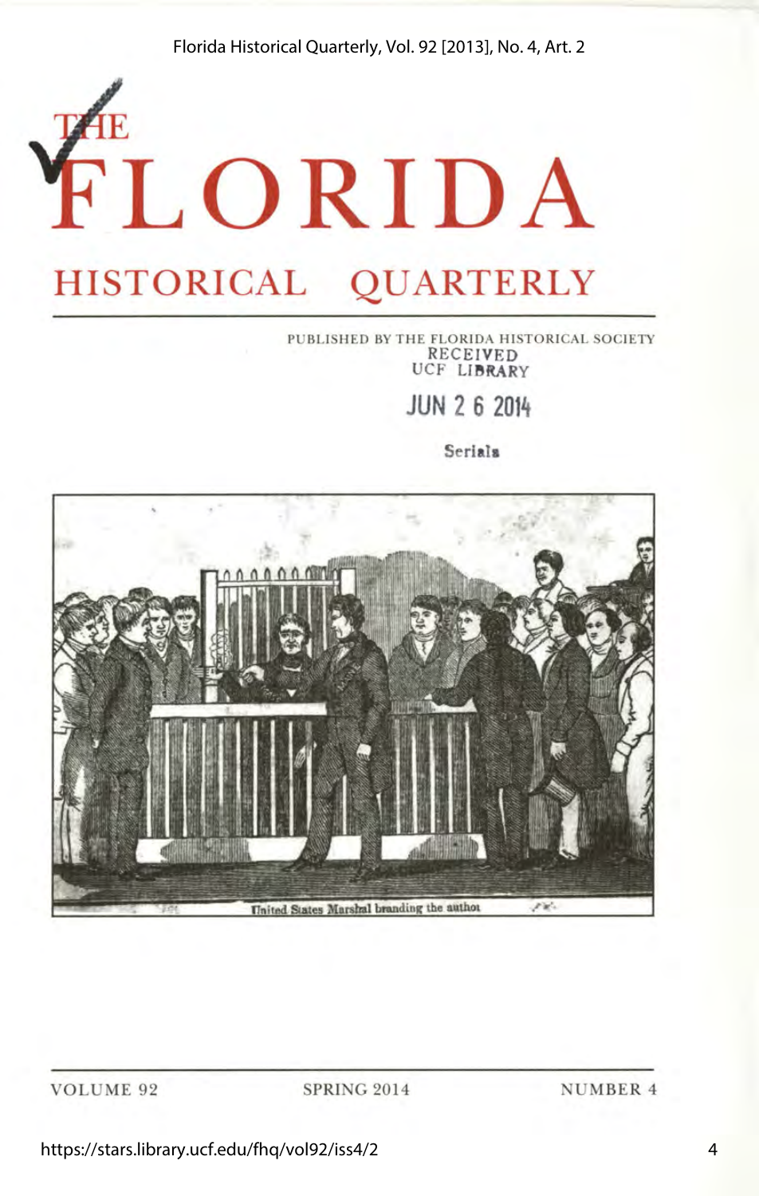# THE FLORIDA HISTORICAL QUARTERLY

PUBLISHED BY THE FLORIDA HISTORICAL SOCIETY

RECEIVED
UCF LIBRARY

JUN 2 6 2014

Serials

United States Marshal branding the author

VOLUME 92 SPRING 2014 NUMBER 4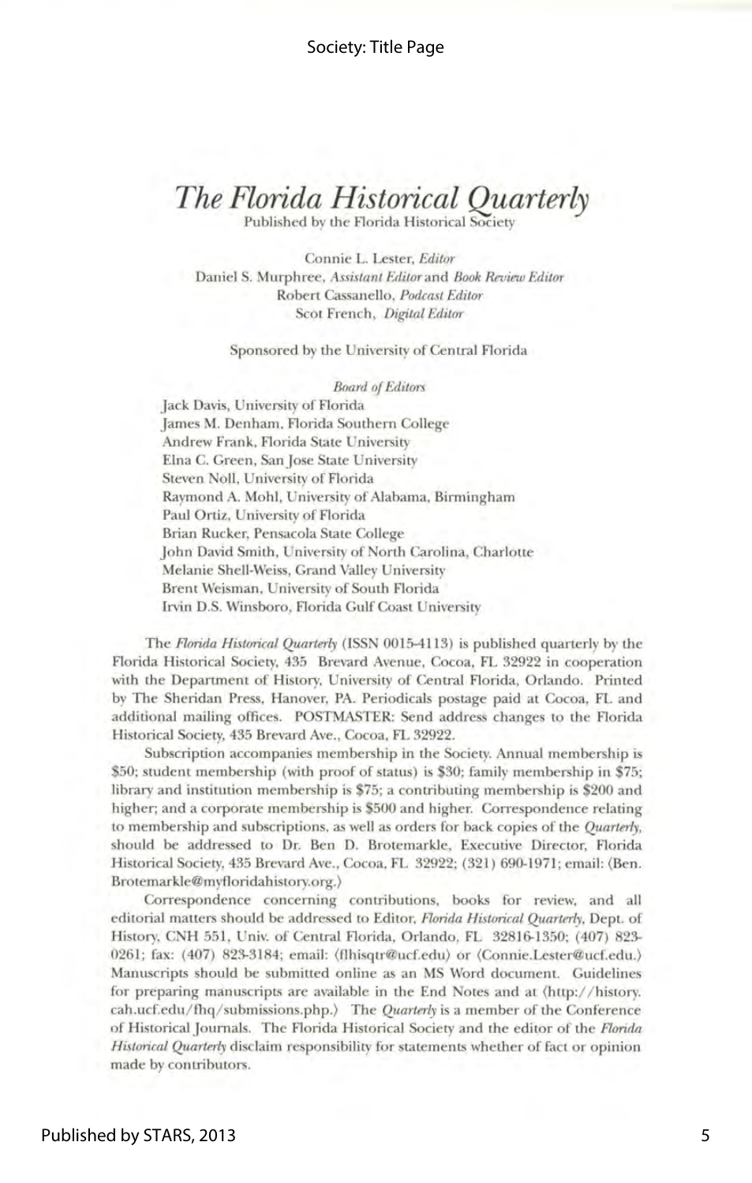# *The Florida Historical Quarterly*

Published by the Florida Historical Society

Connie L. Lester, *Editor*
Daniel S. Murphree, *Assistant Editor* and *Book Review Editor*
Robert Cassanello, *Podcast Editor*
Scot French, *Digital Editor*

Sponsored by the University of Central Florida

*Board of Editors*

Jack Davis, University of Florida
James M. Denham, Florida Southern College
Andrew Frank, Florida State University
Elna C. Green, San Jose State University
Steven Noll, University of Florida
Raymond A. Mohl, University of Alabama, Birmingham
Paul Ortiz, University of Florida
Brian Rucker, Pensacola State College
John David Smith, University of North Carolina, Charlotte
Melanie Shell-Weiss, Grand Valley University
Brent Weisman, University of South Florida
Irvin D.S. Winsboro, Florida Gulf Coast University

The *Florida Historical Quarterly* (ISSN 0015-4113) is published quarterly by the Florida Historical Society, 435 Brevard Avenue, Cocoa, FL 32922 in cooperation with the Department of History, University of Central Florida, Orlando. Printed by The Sheridan Press, Hanover, PA. Periodicals postage paid at Cocoa, FL and additional mailing offices. POSTMASTER: Send address changes to the Florida Historical Society, 435 Brevard Ave., Cocoa, FL 32922.

Subscription accompanies membership in the Society. Annual membership is $50; student membership (with proof of status) is $30; family membership in $75; library and institution membership is $75; a contributing membership is $200 and higher; and a corporate membership is $500 and higher. Correspondence relating to membership and subscriptions, as well as orders for back copies of the *Quarterly*, should be addressed to Dr. Ben D. Brotemarkle, Executive Director, Florida Historical Society, 435 Brevard Ave., Cocoa, FL 32922; (321) 690-1971; email: ⟨Ben.Brotemarkle@myfloridahistory.org.⟩

Correspondence concerning contributions, books for review, and all editorial matters should be addressed to Editor, *Florida Historical Quarterly*, Dept. of History, CNH 551, Univ. of Central Florida, Orlando, FL 32816-1350; (407) 823-0261; fax: (407) 823-3184; email: ⟨flhisqtr@ucf.edu⟩ or ⟨Connie.Lester@ucf.edu.⟩ Manuscripts should be submitted online as an MS Word document. Guidelines for preparing manuscripts are available in the End Notes and at ⟨http://history.cah.ucf.edu/fhq/submissions.php.⟩ The *Quarterly* is a member of the Conference of Historical Journals. The Florida Historical Society and the editor of the *Florida Historical Quarterly* disclaim responsibility for statements whether of fact or opinion made by contributors.